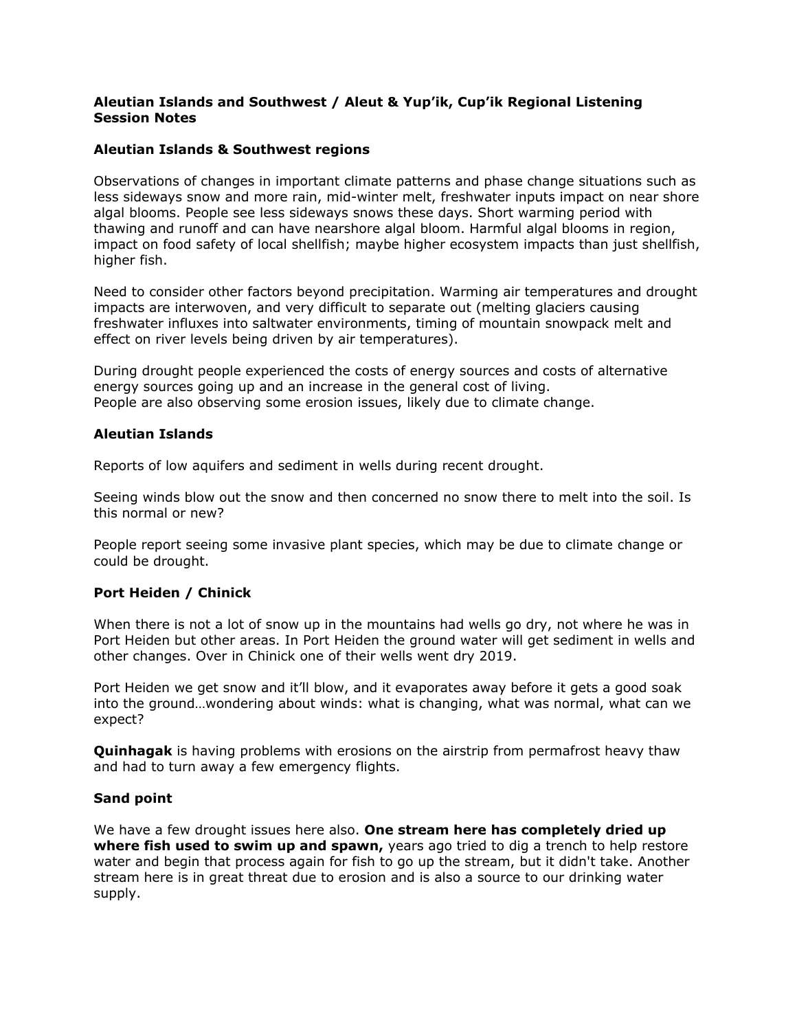**Aleutian Islands and Southwest / Aleut & Yup'ik, Cup'ik Regional Listening Session Notes**

**Aleutian Islands & Southwest regions**

Observations of changes in important climate patterns and phase change situations such as less sideways snow and more rain, mid-winter melt, freshwater inputs impact on near shore algal blooms. People see less sideways snows these days. Short warming period with thawing and runoff and can have nearshore algal bloom. Harmful algal blooms in region, impact on food safety of local shellfish; maybe higher ecosystem impacts than just shellfish, higher fish.

Need to consider other factors beyond precipitation. Warming air temperatures and drought impacts are interwoven, and very difficult to separate out (melting glaciers causing freshwater influxes into saltwater environments, timing of mountain snowpack melt and effect on river levels being driven by air temperatures).

During drought people experienced the costs of energy sources and costs of alternative energy sources going up and an increase in the general cost of living.
People are also observing some erosion issues, likely due to climate change.

**Aleutian Islands**

Reports of low aquifers and sediment in wells during recent drought.

Seeing winds blow out the snow and then concerned no snow there to melt into the soil. Is this normal or new?

People report seeing some invasive plant species, which may be due to climate change or could be drought.

**Port Heiden / Chinick**

When there is not a lot of snow up in the mountains had wells go dry, not where he was in Port Heiden but other areas. In Port Heiden the ground water will get sediment in wells and other changes. Over in Chinick one of their wells went dry 2019.

Port Heiden we get snow and it'll blow, and it evaporates away before it gets a good soak into the ground…wondering about winds: what is changing, what was normal, what can we expect?

**Quinhagak** is having problems with erosions on the airstrip from permafrost heavy thaw and had to turn away a few emergency flights.

**Sand point**

We have a few drought issues here also. **One stream here has completely dried up where fish used to swim up and spawn,** years ago tried to dig a trench to help restore water and begin that process again for fish to go up the stream, but it didn't take. Another stream here is in great threat due to erosion and is also a source to our drinking water supply.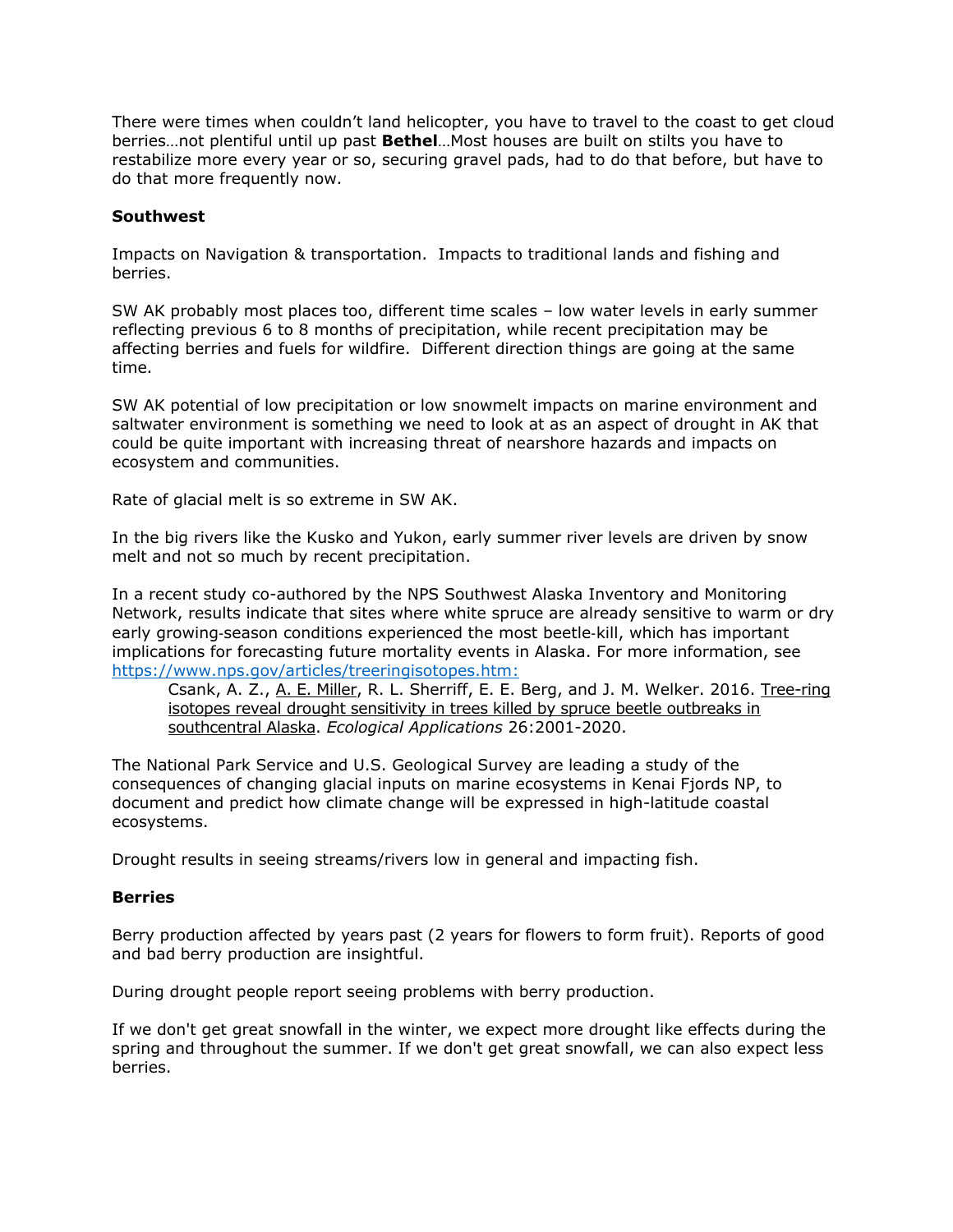There were times when couldn't land helicopter, you have to travel to the coast to get cloud berries…not plentiful until up past **Bethel**…Most houses are built on stilts you have to restabilize more every year or so, securing gravel pads, had to do that before, but have to do that more frequently now.

**Southwest**

Impacts on Navigation & transportation. Impacts to traditional lands and fishing and berries.

SW AK probably most places too, different time scales – low water levels in early summer reflecting previous 6 to 8 months of precipitation, while recent precipitation may be affecting berries and fuels for wildfire. Different direction things are going at the same time.

SW AK potential of low precipitation or low snowmelt impacts on marine environment and saltwater environment is something we need to look at as an aspect of drought in AK that could be quite important with increasing threat of nearshore hazards and impacts on ecosystem and communities.

Rate of glacial melt is so extreme in SW AK.

In the big rivers like the Kusko and Yukon, early summer river levels are driven by snow melt and not so much by recent precipitation.

In a recent study co-authored by the NPS Southwest Alaska Inventory and Monitoring Network, results indicate that sites where white spruce are already sensitive to warm or dry early growing-season conditions experienced the most beetle-kill, which has important implications for forecasting future mortality events in Alaska. For more information, see https://www.nps.gov/articles/treeringisotopes.htm:

> Csank, A. Z., A. E. Miller, R. L. Sherriff, E. E. Berg, and J. M. Welker. 2016. Tree-ring isotopes reveal drought sensitivity in trees killed by spruce beetle outbreaks in southcentral Alaska. *Ecological Applications* 26:2001-2020.

The National Park Service and U.S. Geological Survey are leading a study of the consequences of changing glacial inputs on marine ecosystems in Kenai Fjords NP, to document and predict how climate change will be expressed in high-latitude coastal ecosystems.

Drought results in seeing streams/rivers low in general and impacting fish.

**Berries**

Berry production affected by years past (2 years for flowers to form fruit). Reports of good and bad berry production are insightful.

During drought people report seeing problems with berry production.

If we don't get great snowfall in the winter, we expect more drought like effects during the spring and throughout the summer. If we don't get great snowfall, we can also expect less berries.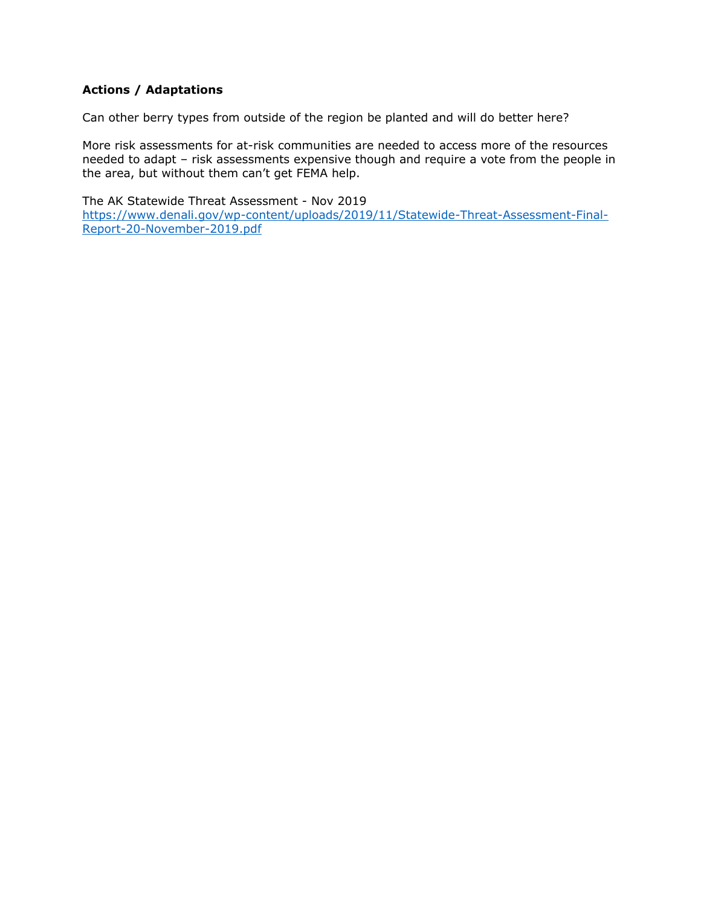**Actions / Adaptations**

Can other berry types from outside of the region be planted and will do better here?

More risk assessments for at-risk communities are needed to access more of the resources needed to adapt – risk assessments expensive though and require a vote from the people in the area, but without them can't get FEMA help.

The AK Statewide Threat Assessment - Nov 2019
https://www.denali.gov/wp-content/uploads/2019/11/Statewide-Threat-Assessment-Final-Report-20-November-2019.pdf